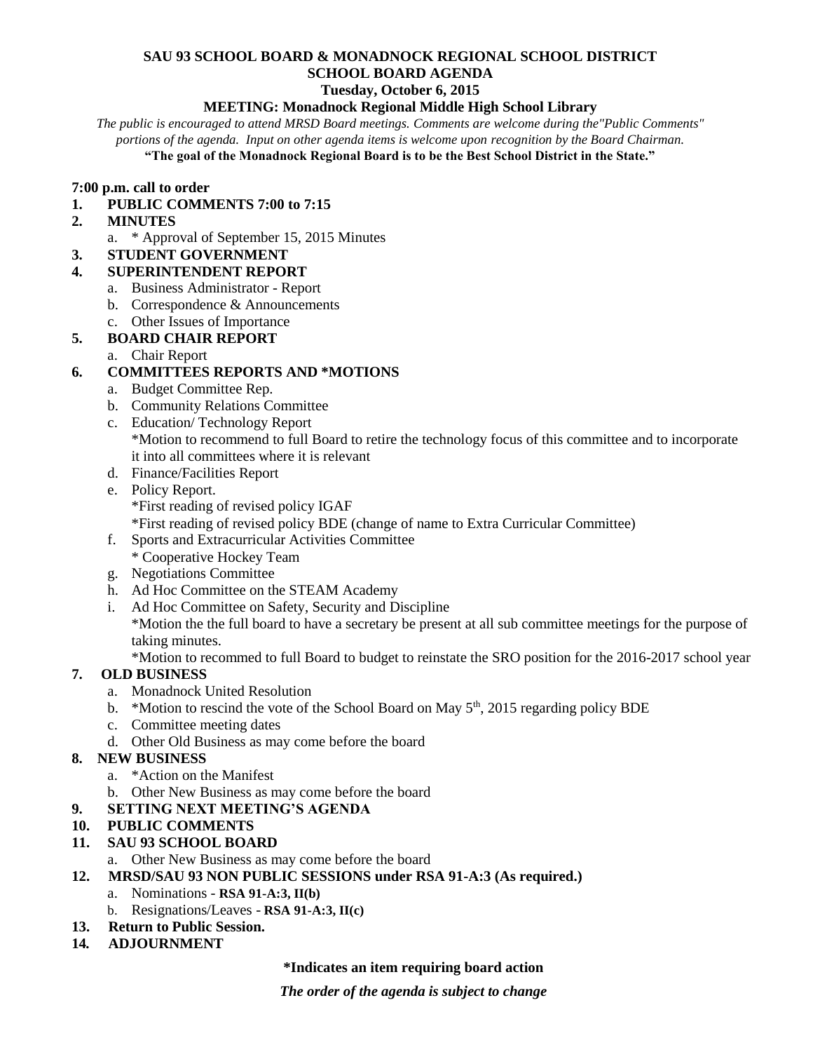**SAU 93 SCHOOL BOARD & MONADNOCK REGIONAL SCHOOL DISTRICT**
**SCHOOL BOARD AGENDA**
**Tuesday, October 6, 2015**
**MEETING: Monadnock Regional Middle High School Library**

*The public is encouraged to attend MRSD Board meetings. Comments are welcome during the"Public Comments" portions of the agenda. Input on other agenda items is welcome upon recognition by the Board Chairman.*

**"The goal of the Monadnock Regional Board is to be the Best School District in the State."**

**7:00 p.m. call to order**

1. **PUBLIC COMMENTS 7:00 to 7:15**
2. **MINUTES**
   a. * Approval of September 15, 2015 Minutes
3. **STUDENT GOVERNMENT**
4. **SUPERINTENDENT REPORT**
   a. Business Administrator - Report
   b. Correspondence & Announcements
   c. Other Issues of Importance
5. **BOARD CHAIR REPORT**
   a. Chair Report
6. **COMMITTEES REPORTS AND *MOTIONS**
   a. Budget Committee Rep.
   b. Community Relations Committee
   c. Education/ Technology Report
   *Motion to recommend to full Board to retire the technology focus of this committee and to incorporate it into all committees where it is relevant
   d. Finance/Facilities Report
   e. Policy Report.
   *First reading of revised policy IGAF
   *First reading of revised policy BDE (change of name to Extra Curricular Committee)
   f. Sports and Extracurricular Activities Committee
   * Cooperative Hockey Team
   g. Negotiations Committee
   h. Ad Hoc Committee on the STEAM Academy
   i. Ad Hoc Committee on Safety, Security and Discipline
   *Motion the the full board to have a secretary be present at all sub committee meetings for the purpose of taking minutes.
   *Motion to recommed to full Board to budget to reinstate the SRO position for the 2016-2017 school year
7. **OLD BUSINESS**
   a. Monadnock United Resolution
   b. *Motion to rescind the vote of the School Board on May 5th, 2015 regarding policy BDE
   c. Committee meeting dates
   d. Other Old Business as may come before the board
8. **NEW BUSINESS**
   a. *Action on the Manifest
   b. Other New Business as may come before the board
9. **SETTING NEXT MEETING'S AGENDA**
10. **PUBLIC COMMENTS**
11. **SAU 93 SCHOOL BOARD**
    a. Other New Business as may come before the board
12. **MRSD/SAU 93 NON PUBLIC SESSIONS under RSA 91-A:3 (As required.)**
    a. Nominations - **RSA 91-A:3, II(b)**
    b. Resignations/Leaves - **RSA 91-A:3, II(c)**
13. **Return to Public Session.**
14. **ADJOURNMENT**

**\*Indicates an item requiring board action**

***The order of the agenda is subject to change***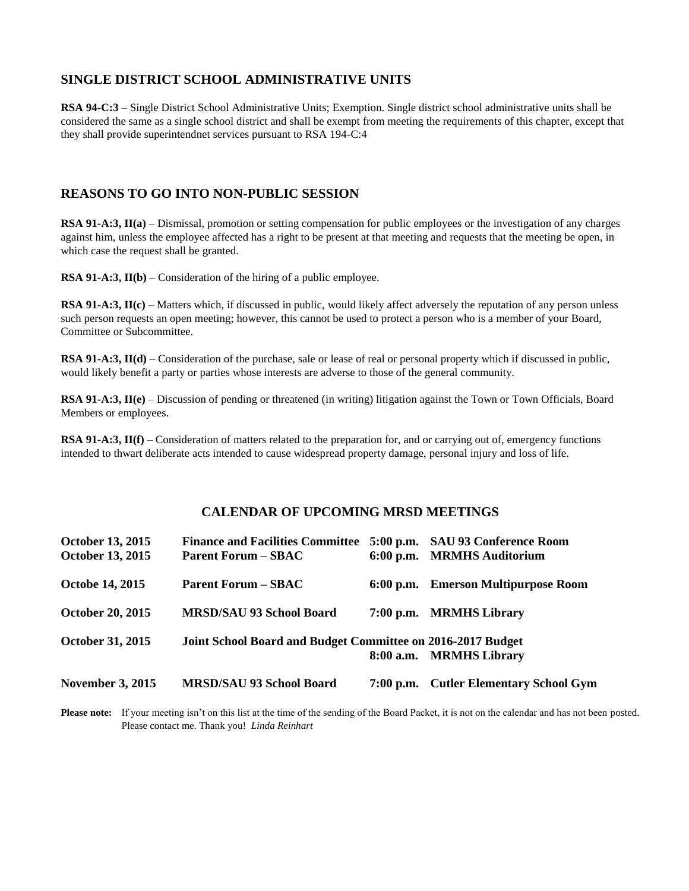## SINGLE DISTRICT SCHOOL ADMINISTRATIVE UNITS

**RSA 94-C:3** – Single District School Administrative Units; Exemption. Single district school administrative units shall be considered the same as a single school district and shall be exempt from meeting the requirements of this chapter, except that they shall provide superintendnet services pursuant to RSA 194-C:4

## REASONS TO GO INTO NON-PUBLIC SESSION

**RSA 91-A:3, II(a)** – Dismissal, promotion or setting compensation for public employees or the investigation of any charges against him, unless the employee affected has a right to be present at that meeting and requests that the meeting be open, in which case the request shall be granted.

**RSA 91-A:3, II(b)** – Consideration of the hiring of a public employee.

**RSA 91-A:3, II(c)** – Matters which, if discussed in public, would likely affect adversely the reputation of any person unless such person requests an open meeting; however, this cannot be used to protect a person who is a member of your Board, Committee or Subcommittee.

**RSA 91-A:3, II(d)** – Consideration of the purchase, sale or lease of real or personal property which if discussed in public, would likely benefit a party or parties whose interests are adverse to those of the general community.

**RSA 91-A:3, II(e)** – Discussion of pending or threatened (in writing) litigation against the Town or Town Officials, Board Members or employees.

**RSA 91-A:3, II(f)** – Consideration of matters related to the preparation for, and or carrying out of, emergency functions intended to thwart deliberate acts intended to cause widespread property damage, personal injury and loss of life.

### CALENDAR OF UPCOMING MRSD MEETINGS

| | | | |
|---|---|---|---|
| **October 13, 2015** | **Finance and Facilities Committee** | **5:00 p.m.** | **SAU 93 Conference Room** |
| **October 13, 2015** | **Parent Forum – SBAC** | **6:00 p.m.** | **MRMHS Auditorium** |
| **Octobe 14, 2015** | **Parent Forum – SBAC** | **6:00 p.m.** | **Emerson Multipurpose Room** |
| **October 20, 2015** | **MRSD/SAU 93 School Board** | **7:00 p.m.** | **MRMHS Library** |
| **October 31, 2015** | **Joint School Board and Budget Committee on 2016-2017 Budget** | **8:00 a.m.** | **MRMHS Library** |
| **November 3, 2015** | **MRSD/SAU 93 School Board** | **7:00 p.m.** | **Cutler Elementary School Gym** |

**Please note:** If your meeting isn't on this list at the time of the sending of the Board Packet, it is not on the calendar and has not been posted. Please contact me. Thank you! *Linda Reinhart*